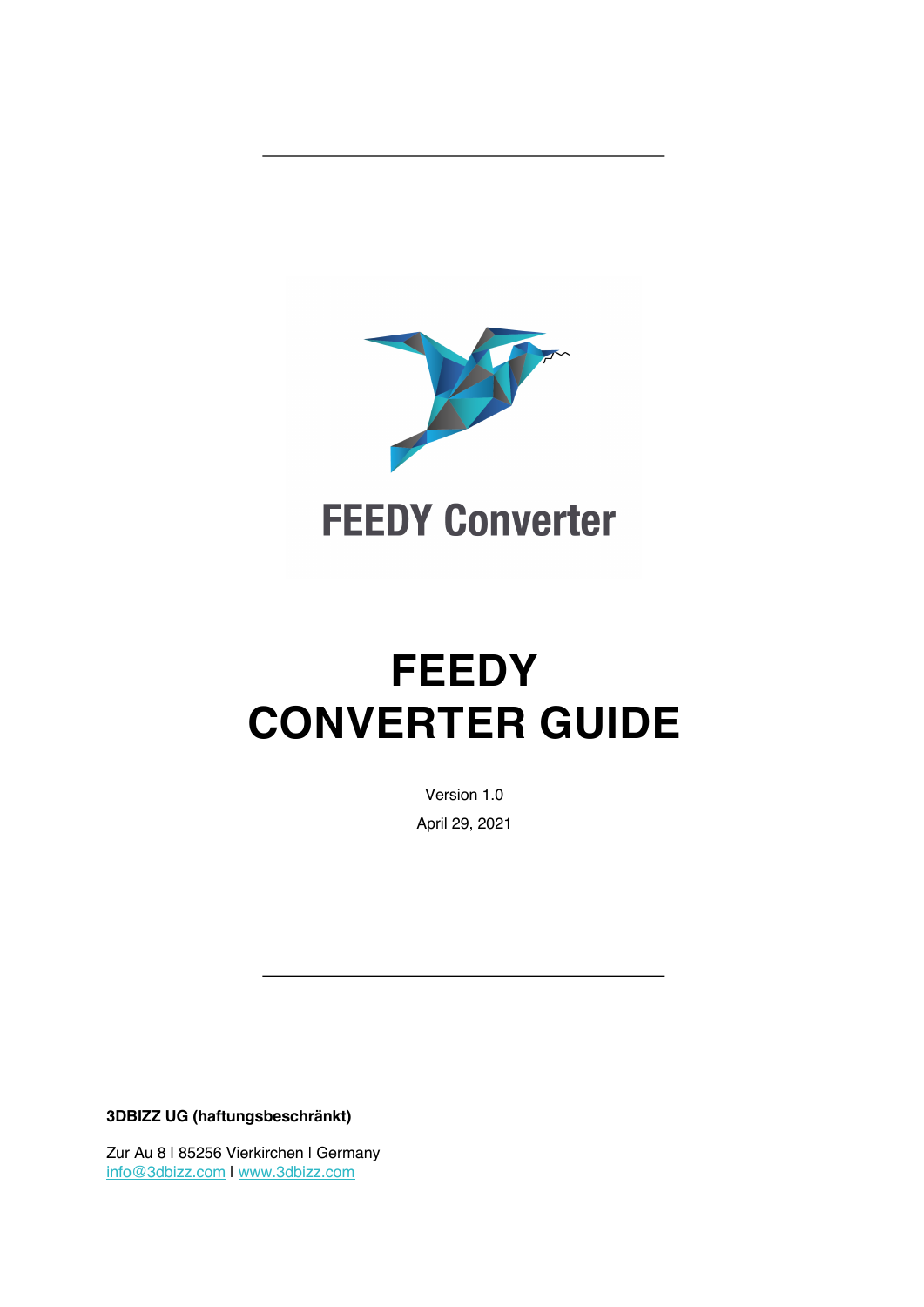FEEDY Converter

# FEEDY CONVERTER GUIDE

Version 1.0

April 29, 2021

**3DBIZZ UG (haftungsbeschränkt)**

Zur Au 8 I 85256 Vierkirchen I Germany
info@3dbizz.com I www.3dbizz.com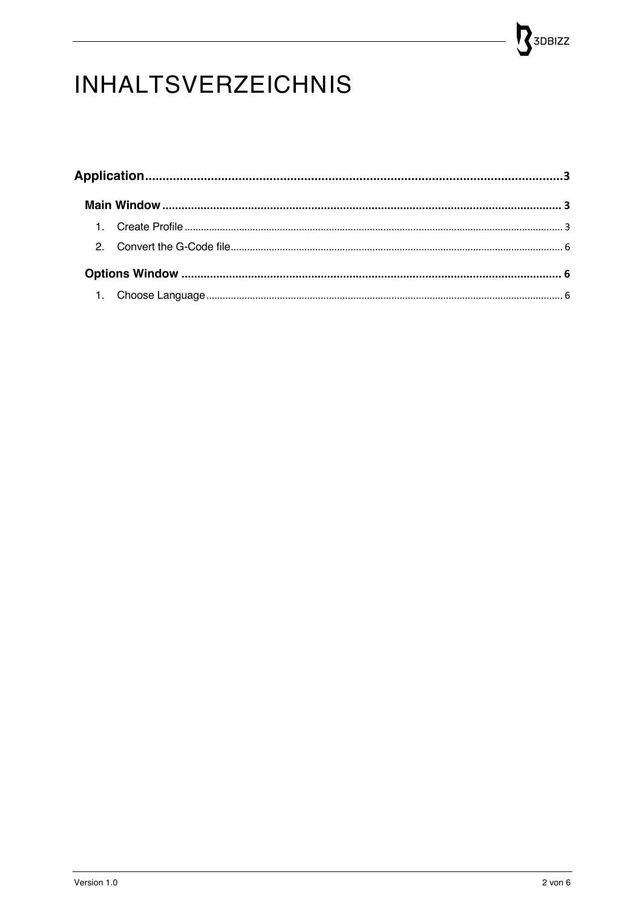# INHALTSVERZEICHNIS

**Application** ........................................................................................................................ **3**

- **Main Window** ........................................................................................................................ **3**
  1. Create Profile ........................................................................................................................ 3
  2. Convert the G-Code file ........................................................................................................................ 6
- **Options Window** ........................................................................................................................ **6**
  1. Choose Language ........................................................................................................................ 6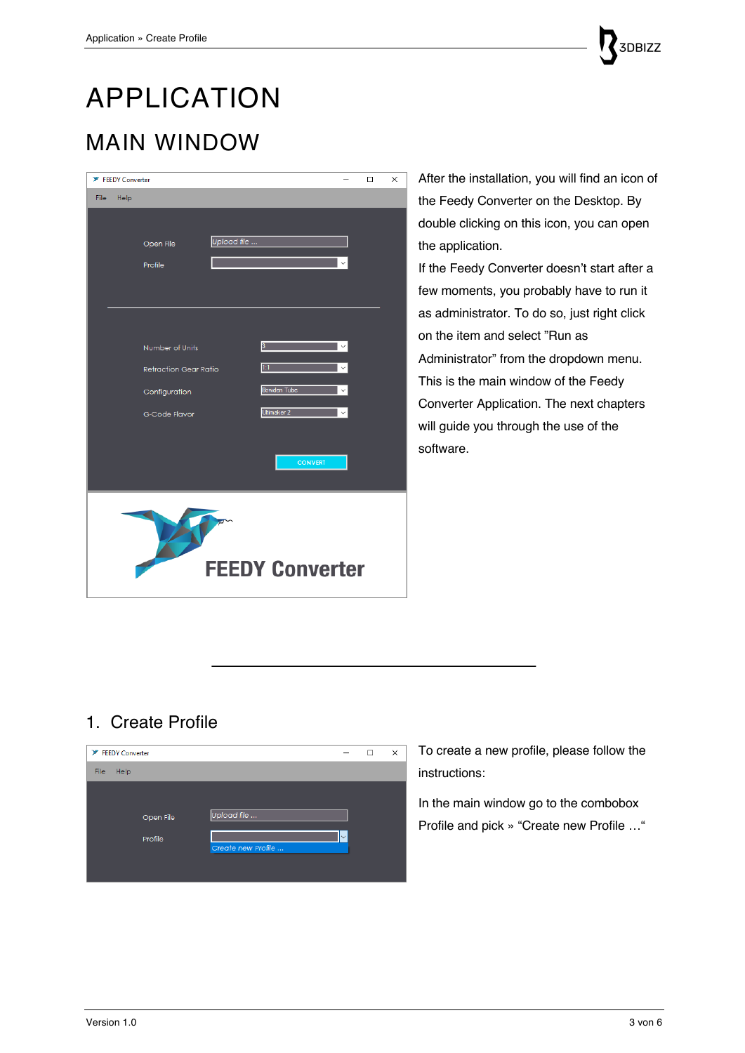# APPLICATION

## MAIN WINDOW

After the installation, you will find an icon of the Feedy Converter on the Desktop. By double clicking on this icon, you can open the application.

If the Feedy Converter doesn't start after a few moments, you probably have to run it as administrator. To do so, just right click on the item and select "Run as Administrator" from the dropdown menu.

This is the main window of the Feedy Converter Application. The next chapters will guide you through the use of the software.

---

## 1. Create Profile

To create a new profile, please follow the instructions:

In the main window go to the combobox Profile and pick » "Create new Profile …"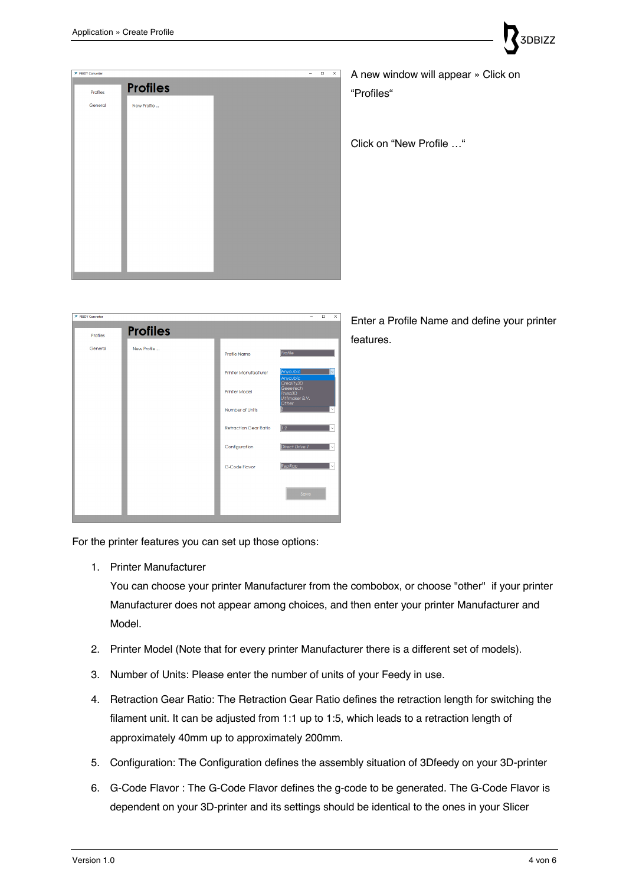A new window will appear » Click on “Profiles“

Click on “New Profile …“

Enter a Profile Name and define your printer features.

For the printer features you can set up those options:

1. Printer Manufacturer
   You can choose your printer Manufacturer from the combobox, or choose "other" if your printer Manufacturer does not appear among choices, and then enter your printer Manufacturer and Model.
2. Printer Model (Note that for every printer Manufacturer there is a different set of models).
3. Number of Units: Please enter the number of units of your Feedy in use.
4. Retraction Gear Ratio: The Retraction Gear Ratio defines the retraction length for switching the filament unit. It can be adjusted from 1:1 up to 1:5, which leads to a retraction length of approximately 40mm up to approximately 200mm.
5. Configuration: The Configuration defines the assembly situation of 3Dfeedy on your 3D-printer
6. G-Code Flavor : The G-Code Flavor defines the g-code to be generated. The G-Code Flavor is dependent on your 3D-printer and its settings should be identical to the ones in your Slicer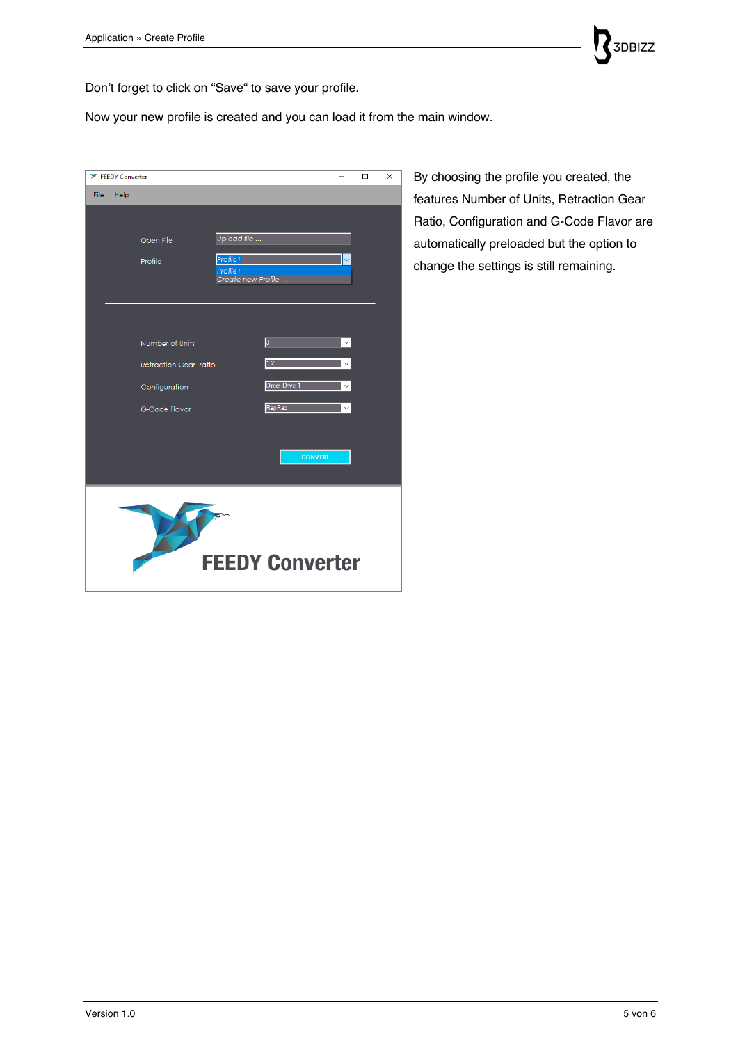Don’t forget to click on “Save“ to save your profile.

Now your new profile is created and you can load it from the main window.

By choosing the profile you created, the features Number of Units, Retraction Gear Ratio, Configuration and G-Code Flavor are automatically preloaded but the option to change the settings is still remaining.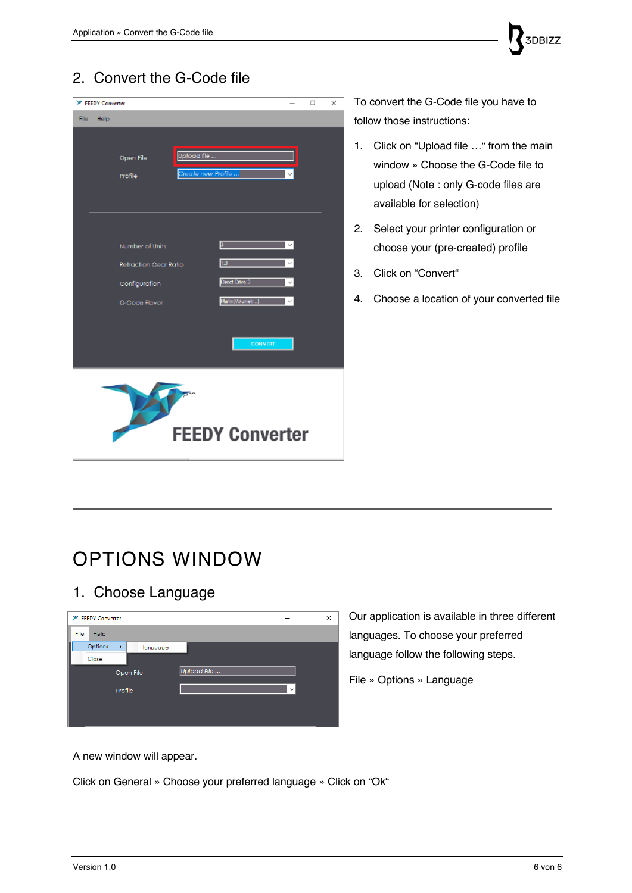## 2. Convert the G-Code file

To convert the G-Code file you have to follow those instructions:

1. Click on “Upload file …“ from the main window » Choose the G-Code file to upload (Note : only G-code files are available for selection)
2. Select your printer configuration or choose your (pre-created) profile
3. Click on “Convert“
4. Choose a location of your converted file

# OPTIONS WINDOW

## 1. Choose Language

Our application is available in three different languages. To choose your preferred language follow the following steps.

File » Options » Language

A new window will appear.

Click on General » Choose your preferred language » Click on “Ok“